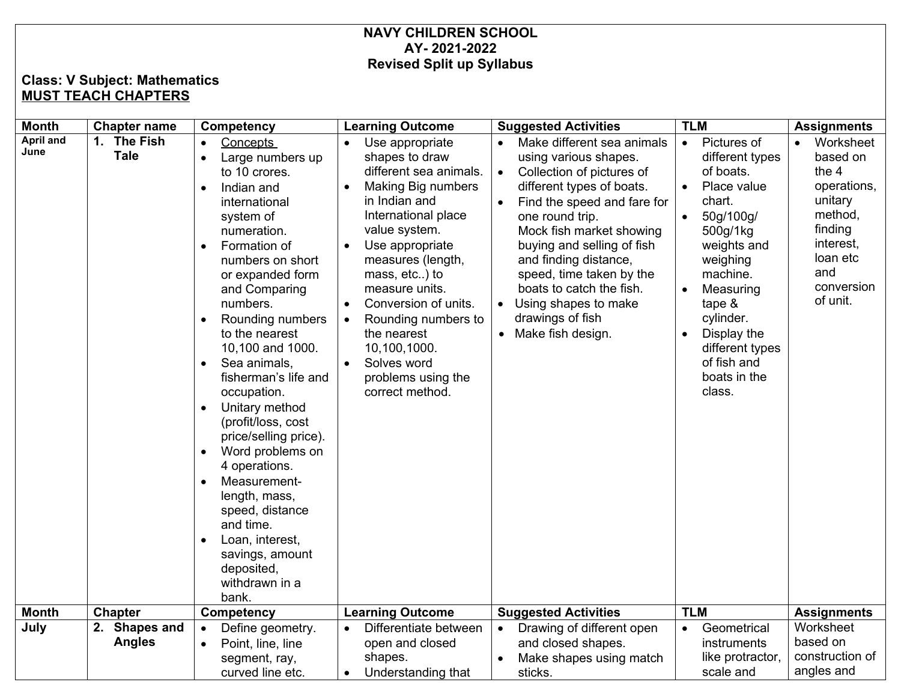# NAVY CHILDREN SCHOOL
## AY- 2021-2022
## Revised Split up Syllabus

**Class: V Subject: Mathematics**

**MUST TEACH CHAPTERS**

| Month | Chapter name | Competency | Learning Outcome | Suggested Activities | TLM | Assignments |
|---|---|---|---|---|---|---|
| **April and June** | **1. The Fish Tale** | • Concepts<br>• Large numbers up to 10 crores.<br>• Indian and international system of numeration.<br>• Formation of numbers on short or expanded form and Comparing numbers.<br>• Rounding numbers to the nearest 10,100 and 1000.<br>• Sea animals, fisherman's life and occupation.<br>• Unitary method (profit/loss, cost price/selling price).<br>• Word problems on 4 operations.<br>• Measurement- length, mass, speed, distance and time.<br>• Loan, interest, savings, amount deposited, withdrawn in a bank. | • Use appropriate shapes to draw different sea animals.<br>• Making Big numbers in Indian and International place value system.<br>• Use appropriate measures (length, mass, etc..) to measure units.<br>• Conversion of units.<br>• Rounding numbers to the nearest 10,100,1000.<br>• Solves word problems using the correct method. | • Make different sea animals using various shapes.<br>• Collection of pictures of different types of boats.<br>• Find the speed and fare for one round trip. Mock fish market showing buying and selling of fish and finding distance, speed, time taken by the boats to catch the fish.<br>• Using shapes to make drawings of fish<br>• Make fish design. | • Pictures of different types of boats.<br>• Place value chart.<br>• 50g/100g/ 500g/1kg weights and weighing machine.<br>• Measuring tape & cylinder.<br>• Display the different types of fish and boats in the class. | • Worksheet based on the 4 operations, unitary method, finding interest, loan etc and conversion of unit. |
| **Month** | **Chapter** | **Competency** | **Learning Outcome** | **Suggested Activities** | **TLM** | **Assignments** |
| **July** | **2. Shapes and Angles** | • Define geometry.<br>• Point, line, line segment, ray, curved line etc. | • Differentiate between open and closed shapes.<br>• Understanding that | • Drawing of different open and closed shapes.<br>• Make shapes using match sticks. | • Geometrical instruments like protractor, scale and | Worksheet based on construction of angles and |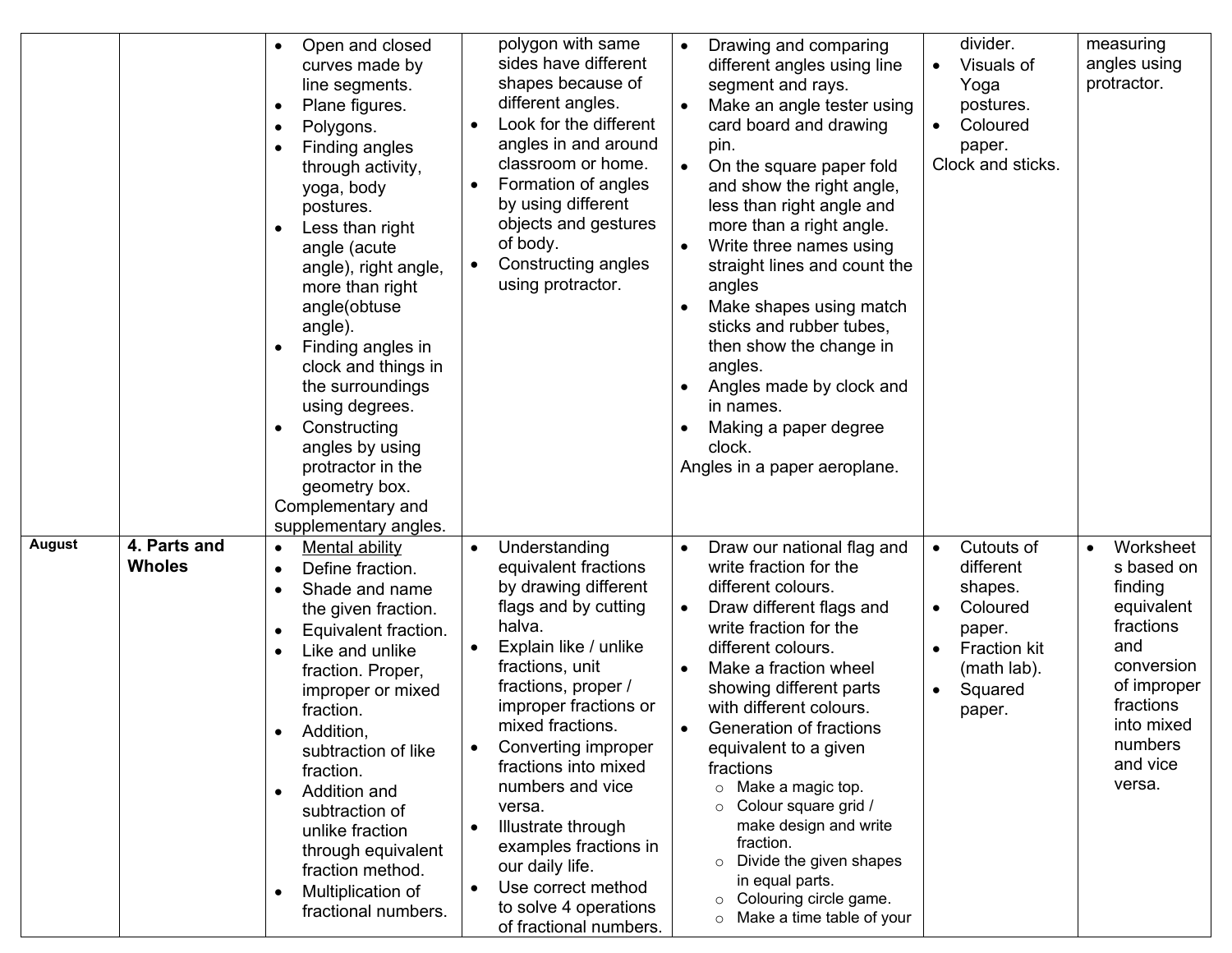| | | | | | | |
|---|---|---|---|---|---|---|
| | | • Open and closed curves made by line segments.<br>• Plane figures.<br>• Polygons.<br>• Finding angles through activity, yoga, body postures.<br>• Less than right angle (acute angle), right angle, more than right angle(obtuse angle).<br>• Finding angles in clock and things in the surroundings using degrees.<br>• Constructing angles by using protractor in the geometry box.<br>Complementary and supplementary angles. | polygon with same sides have different shapes because of different angles.<br>• Look for the different angles in and around classroom or home.<br>• Formation of angles by using different objects and gestures of body.<br>• Constructing angles using protractor. | • Drawing and comparing different angles using line segment and rays.<br>• Make an angle tester using card board and drawing pin.<br>• On the square paper fold and show the right angle, less than right angle and more than a right angle.<br>• Write three names using straight lines and count the angles<br>• Make shapes using match sticks and rubber tubes, then show the change in angles.<br>• Angles made by clock and in names.<br>• Making a paper degree clock.<br>Angles in a paper aeroplane. | divider.<br>• Visuals of Yoga postures.<br>• Coloured paper.<br>Clock and sticks. | measuring angles using protractor. |
| **August** | **4. Parts and Wholes** | • Mental ability<br>• Define fraction.<br>• Shade and name the given fraction.<br>• Equivalent fraction.<br>• Like and unlike fraction. Proper, improper or mixed fraction.<br>• Addition, subtraction of like fraction.<br>• Addition and subtraction of unlike fraction through equivalent fraction method.<br>• Multiplication of fractional numbers. | • Understanding equivalent fractions by drawing different flags and by cutting halva.<br>• Explain like / unlike fractions, unit fractions, proper / improper fractions or mixed fractions.<br>• Converting improper fractions into mixed numbers and vice versa.<br>• Illustrate through examples fractions in our daily life.<br>• Use correct method to solve 4 operations of fractional numbers. | • Draw our national flag and write fraction for the different colours.<br>• Draw different flags and write fraction for the different colours.<br>• Make a fraction wheel showing different parts with different colours.<br>• Generation of fractions equivalent to a given fractions<br>  ○ Make a magic top.<br>  ○ Colour square grid / make design and write fraction.<br>  ○ Divide the given shapes in equal parts.<br>  ○ Colouring circle game.<br>  ○ Make a time table of your | • Cutouts of different shapes.<br>• Coloured paper.<br>• Fraction kit (math lab).<br>• Squared paper. | • Worksheets based on finding equivalent fractions and conversion of improper fractions into mixed numbers and vice versa. |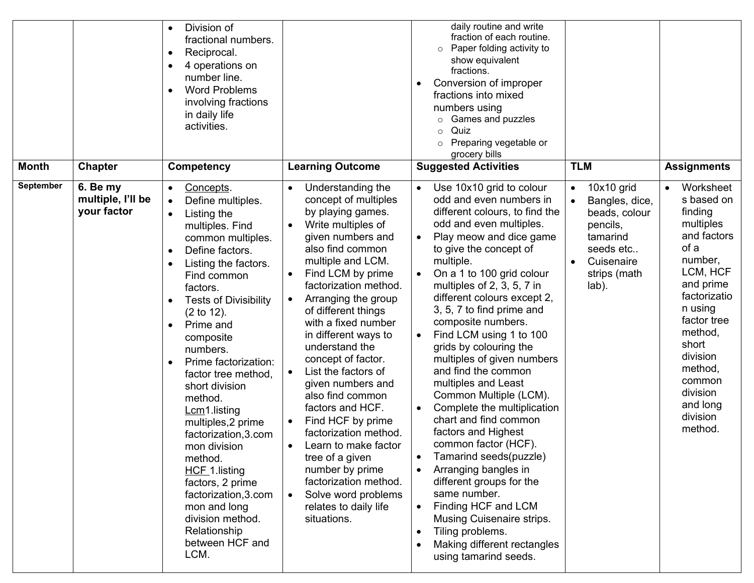| Month | Chapter | Competency | Learning Outcome | Suggested Activities | TLM | Assignments |
|---|---|---|---|---|---|---|
| | | • Division of fractional numbers.<br>• Reciprocal.<br>• 4 operations on number line.<br>• Word Problems involving fractions in daily life activities. | | daily routine and write fraction of each routine.<br>○ Paper folding activity to show equivalent fractions.<br>• Conversion of improper fractions into mixed numbers using<br>○ Games and puzzles<br>○ Quiz<br>○ Preparing vegetable or grocery bills | | |
| September | **6. Be my multiple, I'll be your factor** | • Concepts.<br>• Define multiples.<br>• Listing the multiples. Find common multiples.<br>• Define factors.<br>• Listing the factors. Find common factors.<br>• Tests of Divisibility (2 to 12).<br>• Prime and composite numbers.<br>• Prime factorization: factor tree method, short division method.<br>Lcm1.listing multiples,2 prime factorization,3.common division method.<br>HCF 1.listing factors, 2 prime factorization,3.common and long division method.<br>Relationship between HCF and LCM. | • Understanding the concept of multiples by playing games.<br>• Write multiples of given numbers and also find common multiple and LCM.<br>• Find LCM by prime factorization method.<br>• Arranging the group of different things with a fixed number in different ways to understand the concept of factor.<br>• List the factors of given numbers and also find common factors and HCF.<br>• Find HCF by prime factorization method.<br>• Learn to make factor tree of a given number by prime factorization method.<br>• Solve word problems relates to daily life situations. | • Use 10x10 grid to colour odd and even numbers in different colours, to find the odd and even multiples.<br>• Play meow and dice game to give the concept of multiple.<br>• On a 1 to 100 grid colour multiples of 2, 3, 5, 7 in different colours except 2, 3, 5, 7 to find prime and composite numbers.<br>• Find LCM using 1 to 100 grids by colouring the multiples of given numbers and find the common multiples and Least Common Multiple (LCM).<br>• Complete the multiplication chart and find common factors and Highest common factor (HCF).<br>• Tamarind seeds(puzzle)<br>• Arranging bangles in different groups for the same number.<br>• Finding HCF and LCM Musing Cuisenaire strips.<br>• Tiling problems.<br>• Making different rectangles using tamarind seeds. | • 10x10 grid<br>• Bangles, dice, beads, colour pencils, tamarind seeds etc..<br>• Cuisenaire strips (math lab). | • Worksheets based on finding multiples and factors of a number, LCM, HCF and prime factorization using factor tree method, short division method, common division and long division method. |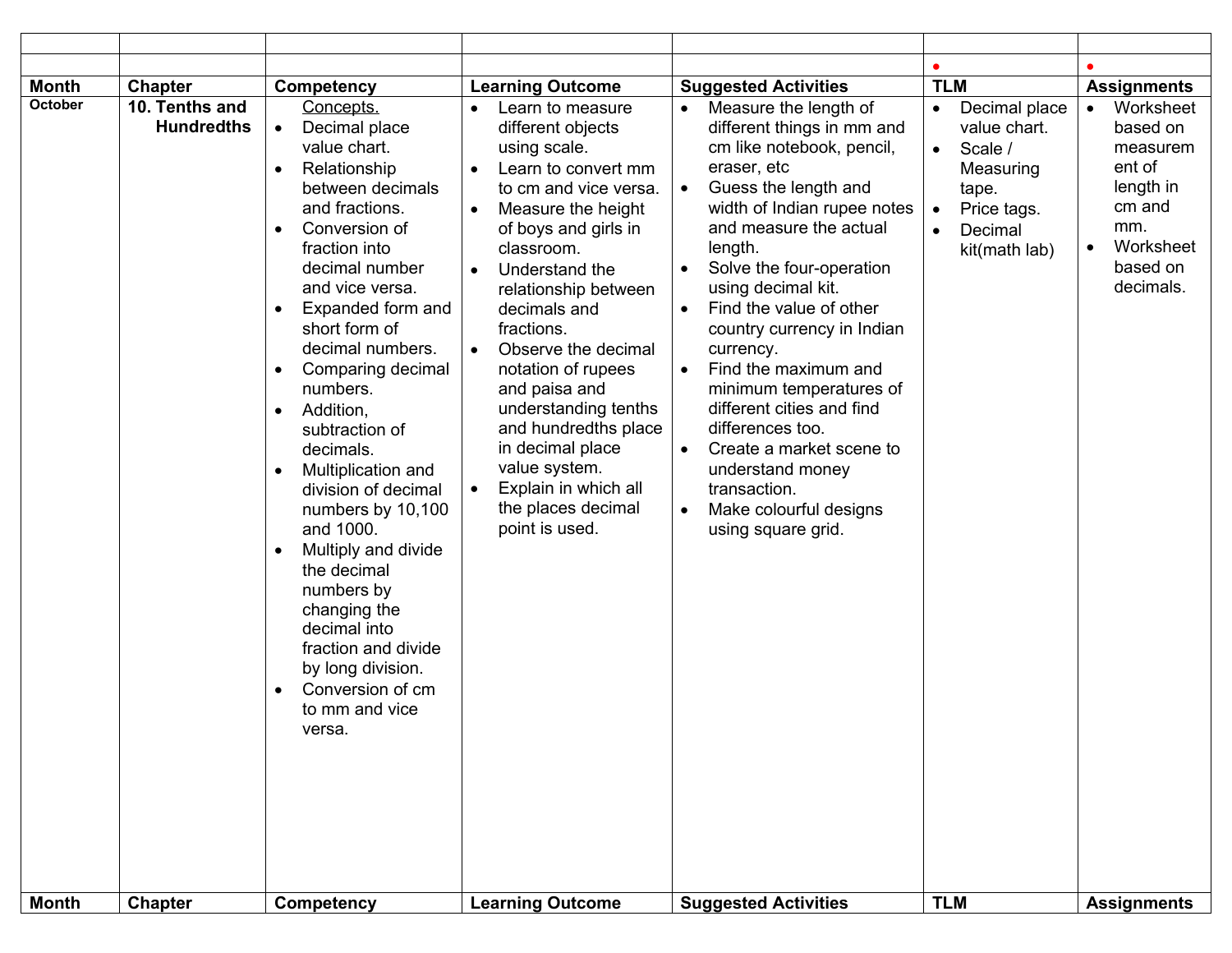| Month | Chapter | Competency | Learning Outcome | Suggested Activities | TLM | Assignments |
|---|---|---|---|---|---|---|
| October | 10. Tenths and Hundredths | Concepts.<br>• Decimal place value chart.<br>• Relationship between decimals and fractions.<br>• Conversion of fraction into decimal number and vice versa.<br>• Expanded form and short form of decimal numbers.<br>• Comparing decimal numbers.<br>• Addition, subtraction of decimals.<br>• Multiplication and division of decimal numbers by 10,100 and 1000.<br>• Multiply and divide the decimal numbers by changing the decimal into fraction and divide by long division.<br>• Conversion of cm to mm and vice versa. | • Learn to measure different objects using scale.<br>• Learn to convert mm to cm and vice versa.<br>• Measure the height of boys and girls in classroom.<br>• Understand the relationship between decimals and fractions.<br>• Observe the decimal notation of rupees and paisa and understanding tenths and hundredths place in decimal place value system.<br>• Explain in which all the places decimal point is used. | • Measure the length of different things in mm and cm like notebook, pencil, eraser, etc<br>• Guess the length and width of Indian rupee notes and measure the actual length.<br>• Solve the four-operation using decimal kit.<br>• Find the value of other country currency in Indian currency.<br>• Find the maximum and minimum temperatures of different cities and find differences too.<br>• Create a market scene to understand money transaction.<br>• Make colourful designs using square grid. | • Decimal place value chart.<br>• Scale / Measuring tape.<br>• Price tags.<br>• Decimal kit(math lab) | • Worksheet based on measurement of length in cm and mm.<br>• Worksheet based on decimals. |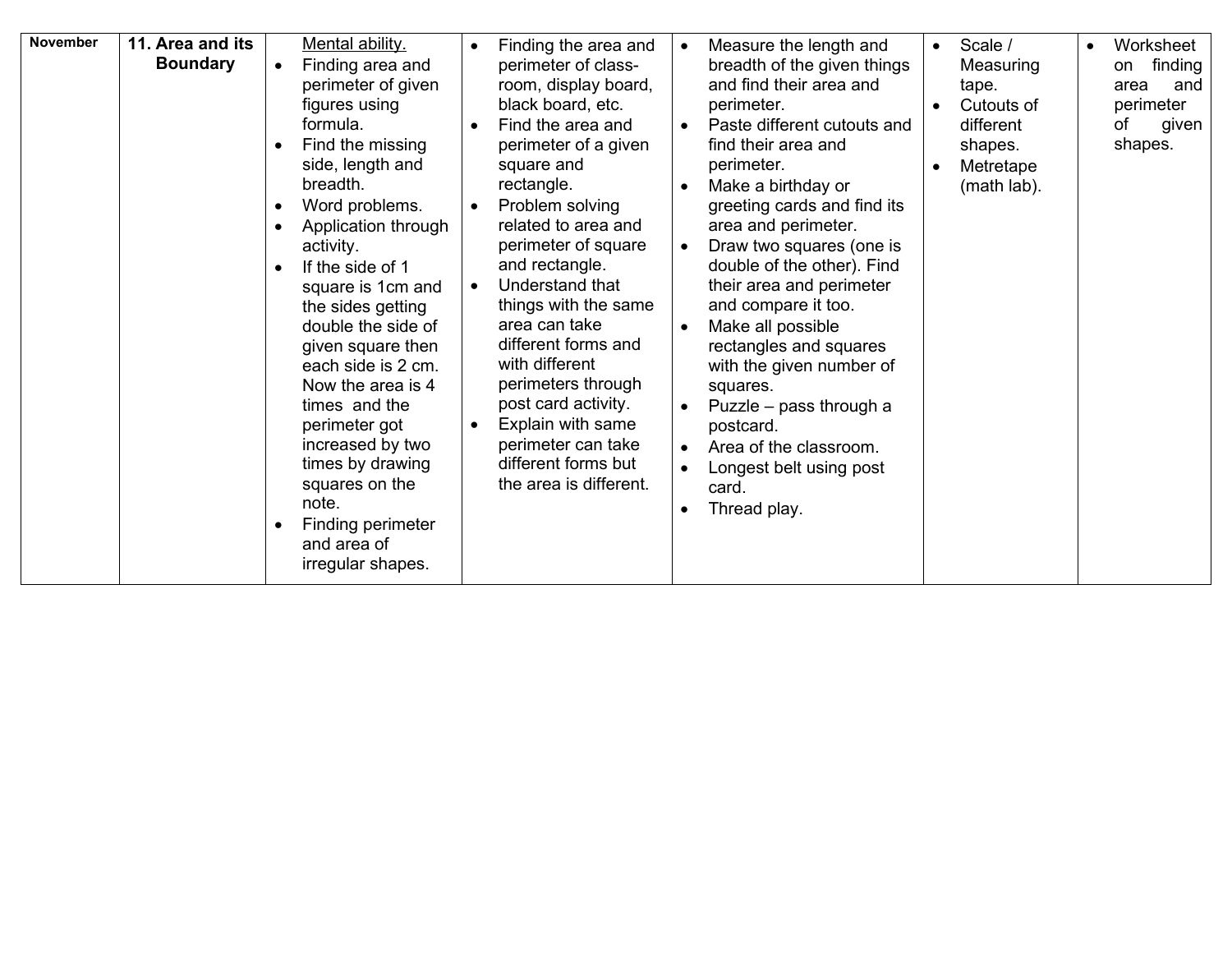| November | **11. Area and its Boundary** | Mental ability.<br>• Finding area and perimeter of given figures using formula.<br>• Find the missing side, length and breadth.<br>• Word problems.<br>• Application through activity.<br>• If the side of 1 square is 1cm and the sides getting double the side of given square then each side is 2 cm. Now the area is 4 times and the perimeter got increased by two times by drawing squares on the note.<br>• Finding perimeter and area of irregular shapes. | • Finding the area and perimeter of class-room, display board, black board, etc.<br>• Find the area and perimeter of a given square and rectangle.<br>• Problem solving related to area and perimeter of square and rectangle.<br>• Understand that things with the same area can take different forms and with different perimeters through post card activity.<br>• Explain with same perimeter can take different forms but the area is different. | • Measure the length and breadth of the given things and find their area and perimeter.<br>• Paste different cutouts and find their area and perimeter.<br>• Make a birthday or greeting cards and find its area and perimeter.<br>• Draw two squares (one is double of the other). Find their area and perimeter and compare it too.<br>• Make all possible rectangles and squares with the given number of squares.<br>• Puzzle – pass through a postcard.<br>• Area of the classroom.<br>• Longest belt using post card.<br>• Thread play. | • Scale / Measuring tape.<br>• Cutouts of different shapes.<br>• Metretape (math lab). | • Worksheet on finding area and perimeter of given shapes. |
|---|---|---|---|---|---|---|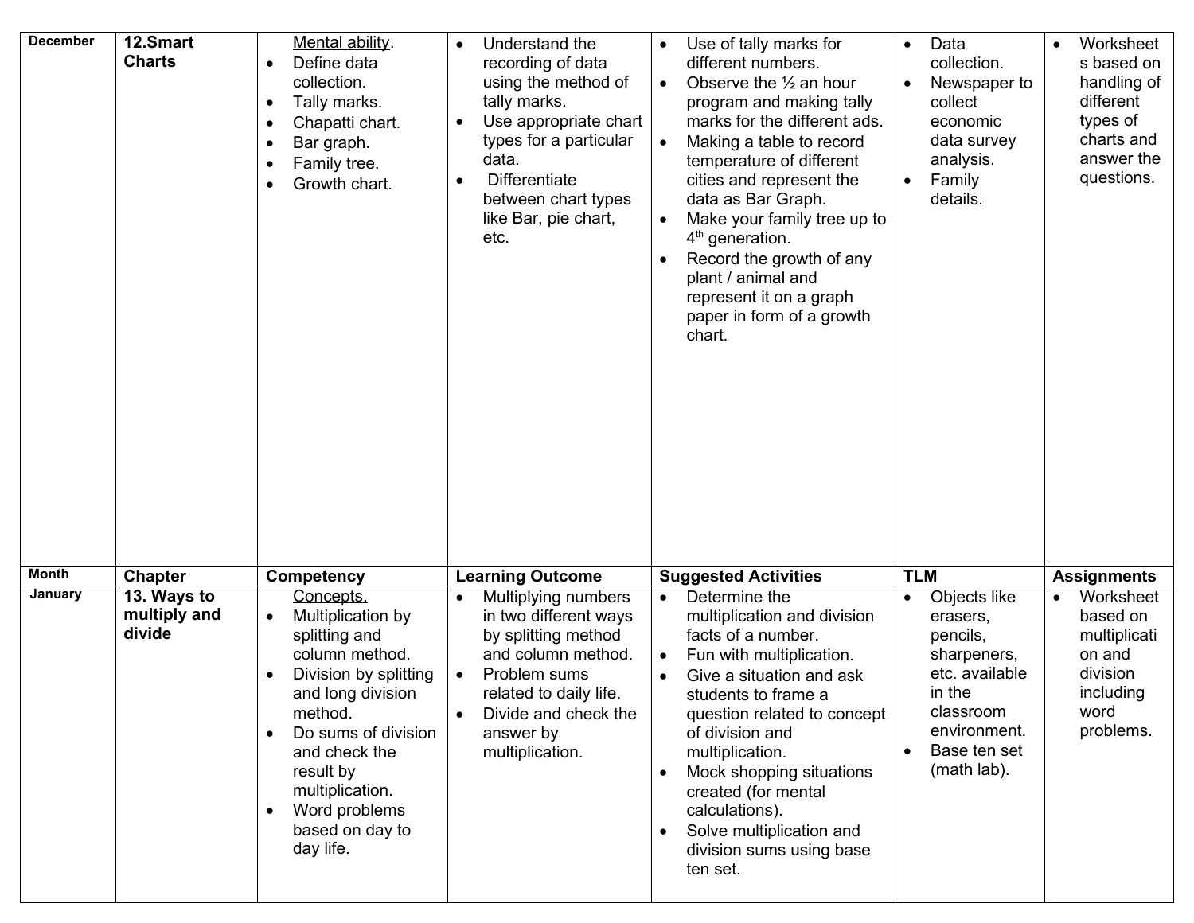| Month | Chapter | Competency | Learning Outcome | Suggested Activities | TLM | Assignments |
|---|---|---|---|---|---|---|
| December | **12.Smart Charts** | <u>Mental ability</u>.<br>• Define data collection.<br>• Tally marks.<br>• Chapatti chart.<br>• Bar graph.<br>• Family tree.<br>• Growth chart. | • Understand the recording of data using the method of tally marks.<br>• Use appropriate chart types for a particular data.<br>• Differentiate between chart types like Bar, pie chart, etc. | • Use of tally marks for different numbers.<br>• Observe the ½ an hour program and making tally marks for the different ads.<br>• Making a table to record temperature of different cities and represent the data as Bar Graph.<br>• Make your family tree up to 4th generation.<br>• Record the growth of any plant / animal and represent it on a graph paper in form of a growth chart. | • Data collection.<br>• Newspaper to collect economic data survey analysis.<br>• Family details. | • Worksheets based on handling of different types of charts and answer the questions. |
| January | **13. Ways to multiply and divide** | <u>Concepts.</u><br>• Multiplication by splitting and column method.<br>• Division by splitting and long division method.<br>• Do sums of division and check the result by multiplication.<br>• Word problems based on day to day life. | • Multiplying numbers in two different ways by splitting method and column method.<br>• Problem sums related to daily life.<br>• Divide and check the answer by multiplication. | • Determine the multiplication and division facts of a number.<br>• Fun with multiplication.<br>• Give a situation and ask students to frame a question related to concept of division and multiplication.<br>• Mock shopping situations created (for mental calculations).<br>• Solve multiplication and division sums using base ten set. | • Objects like erasers, pencils, sharpeners, etc. available in the classroom environment.<br>• Base ten set (math lab). | • Worksheet based on multiplication and division including word problems. |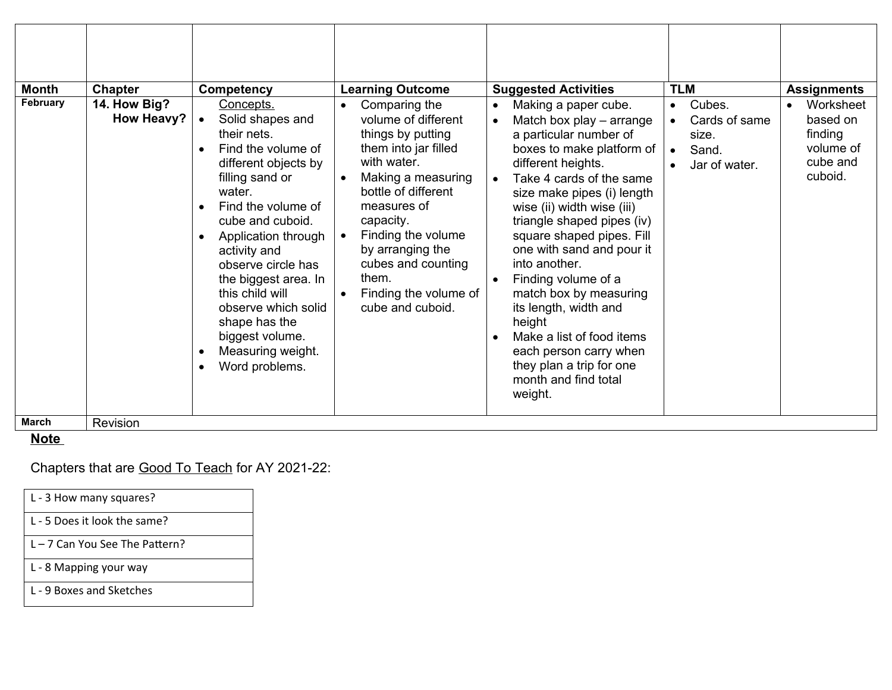| | | | | | | |
|---|---|---|---|---|---|---|
| **Month** | **Chapter** | **Competency** | **Learning Outcome** | **Suggested Activities** | **TLM** | **Assignments** |
| **February** | **14. How Big? How Heavy?** | Concepts.<br>• Solid shapes and their nets.<br>• Find the volume of different objects by filling sand or water.<br>• Find the volume of cube and cuboid.<br>• Application through activity and observe circle has the biggest area. In this child will observe which solid shape has the biggest volume.<br>• Measuring weight.<br>• Word problems. | • Comparing the volume of different things by putting them into jar filled with water.<br>• Making a measuring bottle of different measures of capacity.<br>• Finding the volume by arranging the cubes and counting them.<br>• Finding the volume of cube and cuboid. | • Making a paper cube.<br>• Match box play – arrange a particular number of boxes to make platform of different heights.<br>• Take 4 cards of the same size make pipes (i) length wise (ii) width wise (iii) triangle shaped pipes (iv) square shaped pipes. Fill one with sand and pour it into another.<br>• Finding volume of a match box by measuring its length, width and height<br>• Make a list of food items each person carry when they plan a trip for one month and find total weight. | • Cubes.<br>• Cards of same size.<br>• Sand.<br>• Jar of water. | • Worksheet based on finding volume of cube and cuboid. |
| **March** | Revision | | | | | |

**Note**

Chapters that are Good To Teach for AY 2021-22:

| |
|---|
| L - 3 How many squares? |
| L - 5 Does it look the same? |
| L – 7 Can You See The Pattern? |
| L - 8 Mapping your way |
| L - 9 Boxes and Sketches |